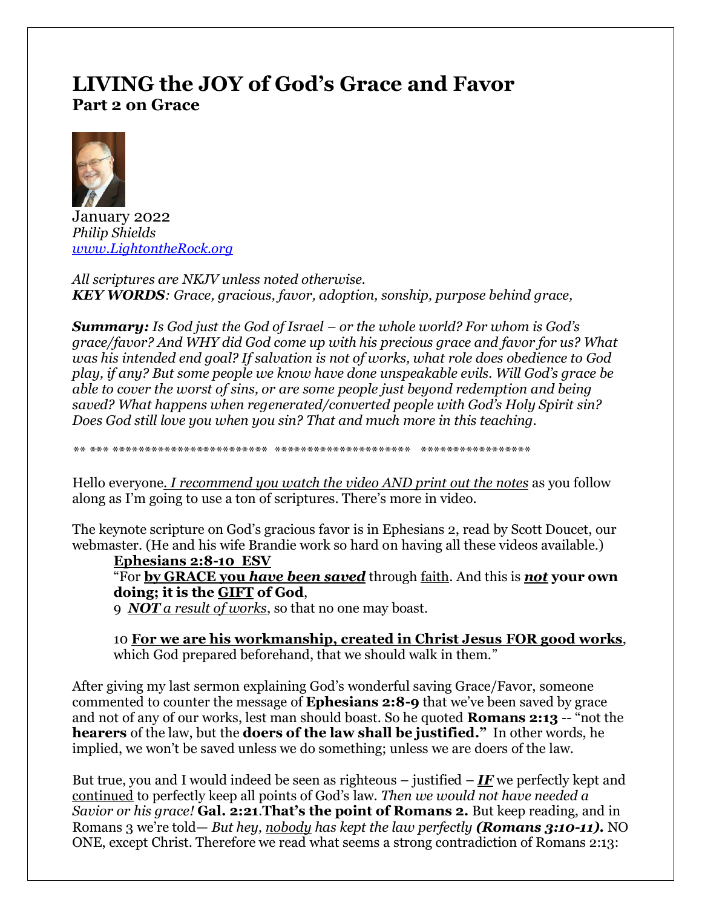# LIVING the JOY of God's Grace and Favor
## Part 2 on Grace

January 2022
*Philip Shields*
*www.LightontheRock.org*

*All scriptures are NKJV unless noted otherwise.*
***KEY WORDS****: Grace, gracious, favor, adoption, sonship, purpose behind grace,*

***Summary:*** *Is God just the God of Israel – or the whole world? For whom is God's grace/favor? And WHY did God come up with his precious grace and favor for us? What was his intended end goal? If salvation is not of works, what role does obedience to God play, if any? But some people we know have done unspeakable evils. Will God's grace be able to cover the worst of sins, or are some people just beyond redemption and being saved? What happens when regenerated/converted people with God's Holy Spirit sin? Does God still love you when you sin? That and much more in this teaching.*

** *** ************************ ********************* *****************

Hello everyone*. I recommend you watch the video AND print out the notes* as you follow along as I'm going to use a ton of scriptures. There's more in video.

The keynote scripture on God's gracious favor is in Ephesians 2, read by Scott Doucet, our webmaster. (He and his wife Brandie work so hard on having all these videos available.)

> **Ephesians 2:8-10 ESV**
> "For **by GRACE you *have been saved*** through faith. And this is ***not*** **your own doing; it is the GIFT of God**,
> 9 ***NOT*** *a result of works*, so that no one may boast.
>
> 10 **For we are his workmanship, created in Christ Jesus FOR good works**, which God prepared beforehand, that we should walk in them."

After giving my last sermon explaining God's wonderful saving Grace/Favor, someone commented to counter the message of **Ephesians 2:8-9** that we've been saved by grace and not of any of our works, lest man should boast. So he quoted **Romans 2:13** -- "not the **hearers** of the law, but the **doers of the law shall be justified."** In other words, he implied, we won't be saved unless we do something; unless we are doers of the law.

But true, you and I would indeed be seen as righteous – justified – ***IF*** we perfectly kept and continued to perfectly keep all points of God's law. *Then we would not have needed a Savior or his grace!* **Gal. 2:21**.**That's the point of Romans 2.** But keep reading, and in Romans 3 we're told— *But hey, nobody has kept the law perfectly* ***(Romans 3:10-11).*** NO ONE, except Christ. Therefore we read what seems a strong contradiction of Romans 2:13: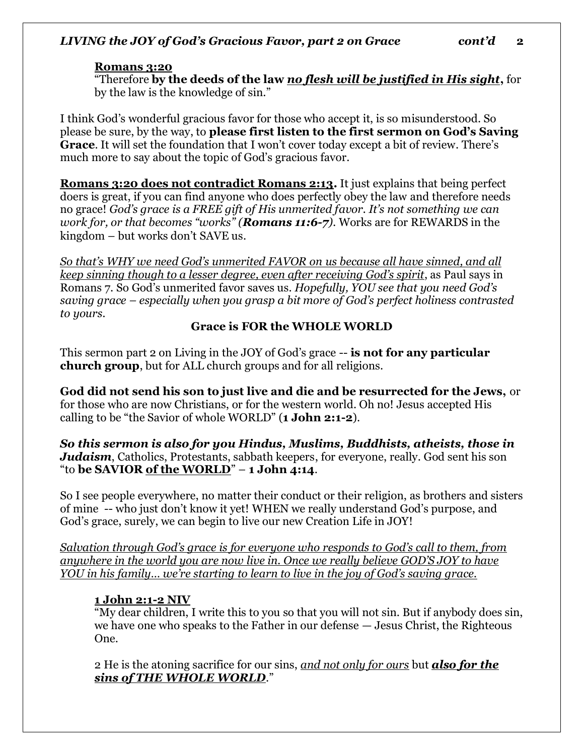**Romans 3:20**
"Therefore **by the deeds of the law *no flesh will be justified in His sight*,** for by the law is the knowledge of sin."

I think God's wonderful gracious favor for those who accept it, is so misunderstood. So please be sure, by the way, to **please first listen to the first sermon on God's Saving Grace**. It will set the foundation that I won't cover today except a bit of review. There's much more to say about the topic of God's gracious favor.

**Romans 3:20 does not contradict Romans 2:13.** It just explains that being perfect doers is great, if you can find anyone who does perfectly obey the law and therefore needs no grace! *God's grace is a FREE gift of His unmerited favor. It's not something we can work for, or that becomes "works" (**Romans 11:6-7**)*. Works are for REWARDS in the kingdom – but works don't SAVE us.

*So that's WHY we need God's unmerited FAVOR on us because all have sinned, and all keep sinning though to a lesser degree, even after receiving God's spirit*, as Paul says in Romans 7. So God's unmerited favor saves us. *Hopefully, YOU see that you need God's saving grace – especially when you grasp a bit more of God's perfect holiness contrasted to yours.*

**Grace is FOR the WHOLE WORLD**

This sermon part 2 on Living in the JOY of God's grace -- **is not for any particular church group**, but for ALL church groups and for all religions.

**God did not send his son to just live and die and be resurrected for the Jews,** or for those who are now Christians, or for the western world. Oh no! Jesus accepted His calling to be "the Savior of whole WORLD" (**1 John 2:1-2**).

***So this sermon is also for you Hindus, Muslims, Buddhists, atheists, those in Judaism***, Catholics, Protestants, sabbath keepers, for everyone, really. God sent his son "to **be SAVIOR of the WORLD**" – **1 John 4:14**.

So I see people everywhere, no matter their conduct or their religion, as brothers and sisters of mine -- who just don't know it yet! WHEN we really understand God's purpose, and God's grace, surely, we can begin to live our new Creation Life in JOY!

*Salvation through God's grace is for everyone who responds to God's call to them, from anywhere in the world you are now live in. Once we really believe GOD'S JOY to have YOU in his family… we're starting to learn to live in the joy of God's saving grace.*

**1 John 2:1-2 NIV**
"My dear children, I write this to you so that you will not sin. But if anybody does sin, we have one who speaks to the Father in our defense — Jesus Christ, the Righteous One.

2 He is the atoning sacrifice for our sins, *and not only for ours* but ***also for the sins of THE WHOLE WORLD***."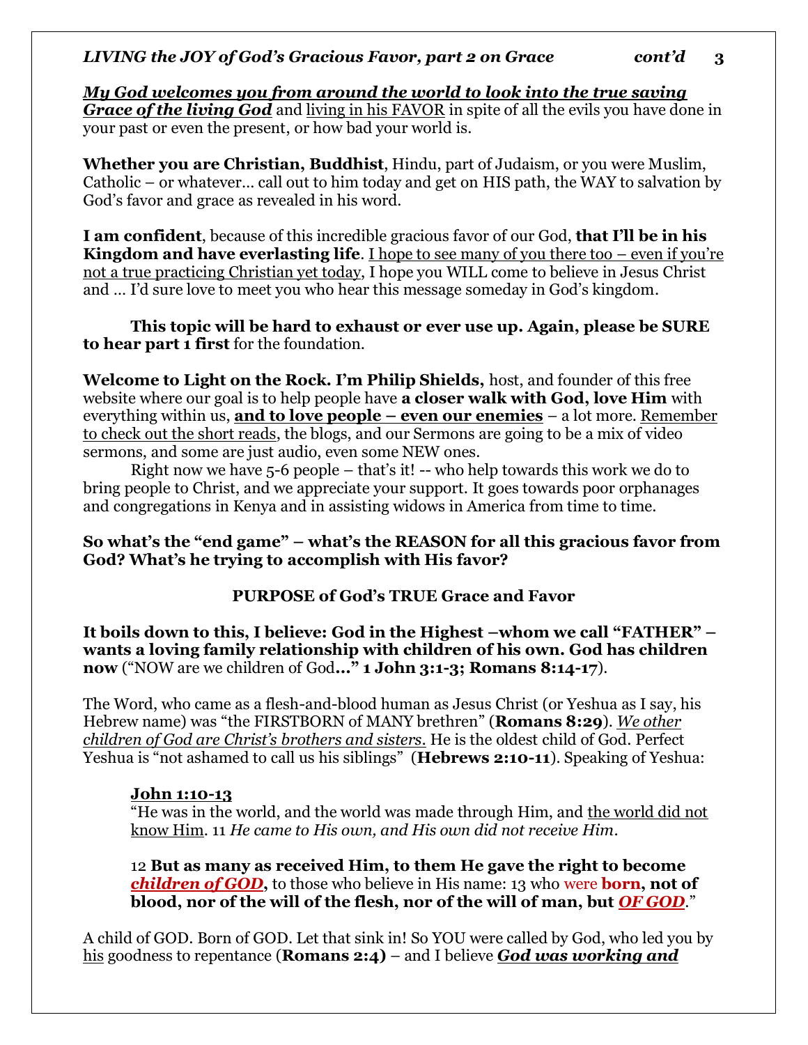***My God welcomes you from around the world to look into the true saving Grace of the living God*** and living in his FAVOR in spite of all the evils you have done in your past or even the present, or how bad your world is.

**Whether you are Christian, Buddhist**, Hindu, part of Judaism, or you were Muslim, Catholic – or whatever… call out to him today and get on HIS path, the WAY to salvation by God's favor and grace as revealed in his word.

**I am confident**, because of this incredible gracious favor of our God, **that I'll be in his Kingdom and have everlasting life**. I hope to see many of you there too – even if you're not a true practicing Christian yet today, I hope you WILL come to believe in Jesus Christ and … I'd sure love to meet you who hear this message someday in God's kingdom.

**This topic will be hard to exhaust or ever use up. Again, please be SURE to hear part 1 first** for the foundation.

**Welcome to Light on the Rock. I'm Philip Shields,** host, and founder of this free website where our goal is to help people have **a closer walk with God, love Him** with everything within us, **and to love people – even our enemies** – a lot more. Remember to check out the short reads, the blogs, and our Sermons are going to be a mix of video sermons, and some are just audio, even some NEW ones.

Right now we have 5-6 people – that's it! -- who help towards this work we do to bring people to Christ, and we appreciate your support. It goes towards poor orphanages and congregations in Kenya and in assisting widows in America from time to time.

**So what's the "end game" – what's the REASON for all this gracious favor from God? What's he trying to accomplish with His favor?**

## PURPOSE of God's TRUE Grace and Favor

**It boils down to this, I believe: God in the Highest –whom we call "FATHER" – wants a loving family relationship with children of his own. God has children now** ("NOW are we children of God**…" 1 John 3:1-3; Romans 8:14-17**).

The Word, who came as a flesh-and-blood human as Jesus Christ (or Yeshua as I say, his Hebrew name) was "the FIRSTBORN of MANY brethren" (**Romans 8:29**). *We other children of God are Christ's brothers and sisters.* He is the oldest child of God. Perfect Yeshua is "not ashamed to call us his siblings" (**Hebrews 2:10-11**). Speaking of Yeshua:

> **John 1:10-13**
> "He was in the world, and the world was made through Him, and the world did not know Him. 11 *He came to His own, and His own did not receive Him.*
>
> 12 **But as many as received Him, to them He gave the right to become *children of GOD*,** to those who believe in His name: 13 who were **born, not of blood, nor of the will of the flesh, nor of the will of man, but *OF GOD*.**"

A child of GOD. Born of GOD. Let that sink in! So YOU were called by God, who led you by his goodness to repentance (**Romans 2:4)** – and I believe ***God was working and***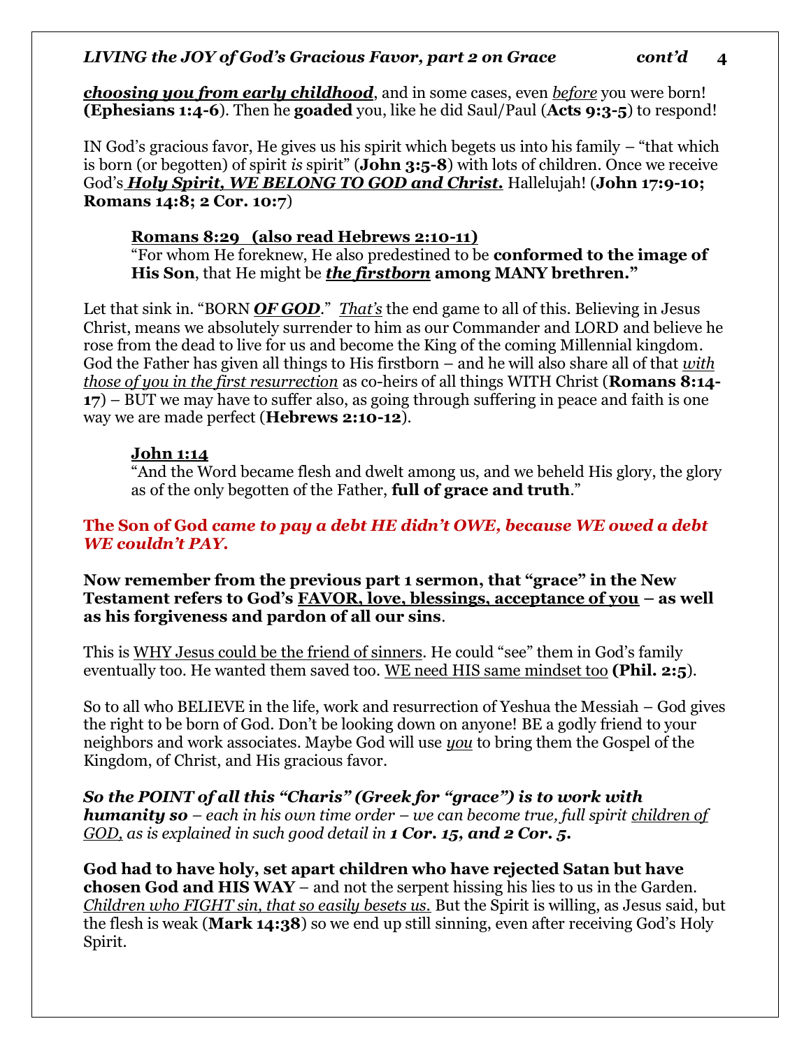***choosing you from early childhood***, and in some cases, even *before* you were born! **(Ephesians 1:4-6**). Then he **goaded** you, like he did Saul/Paul (**Acts 9:3-5**) to respond!

IN God's gracious favor, He gives us his spirit which begets us into his family – "that which is born (or begotten) of spirit *is* spirit" (**John 3:5-8**) with lots of children. Once we receive God's ***Holy Spirit, WE BELONG TO GOD and Christ.*** Hallelujah! (**John 17:9-10; Romans 14:8; 2 Cor. 10:7**)

> **Romans 8:29 (also read Hebrews 2:10-11)**
> "For whom He foreknew, He also predestined to be **conformed to the image of His Son**, that He might be ***the firstborn*** **among MANY brethren."**

Let that sink in. "BORN ***OF GOD***." *That's* the end game to all of this. Believing in Jesus Christ, means we absolutely surrender to him as our Commander and LORD and believe he rose from the dead to live for us and become the King of the coming Millennial kingdom. God the Father has given all things to His firstborn – and he will also share all of that *with those of you in the first resurrection* as co-heirs of all things WITH Christ (**Romans 8:14-17**) – BUT we may have to suffer also, as going through suffering in peace and faith is one way we are made perfect (**Hebrews 2:10-12**).

> **John 1:14**
> "And the Word became flesh and dwelt among us, and we beheld His glory, the glory as of the only begotten of the Father, **full of grace and truth**."

**The Son of God *came to pay a debt HE didn't OWE, because WE owed a debt WE couldn't PAY.***

**Now remember from the previous part 1 sermon, that "grace" in the New Testament refers to God's FAVOR, love, blessings, acceptance of you – as well as his forgiveness and pardon of all our sins**.

This is WHY Jesus could be the friend of sinners. He could "see" them in God's family eventually too. He wanted them saved too. WE need HIS same mindset too **(Phil. 2:5**).

So to all who BELIEVE in the life, work and resurrection of Yeshua the Messiah – God gives the right to be born of God. Don't be looking down on anyone! BE a godly friend to your neighbors and work associates. Maybe God will use *you* to bring them the Gospel of the Kingdom, of Christ, and His gracious favor.

***So the POINT of all this "Charis" (Greek for "grace") is to work with humanity so*** *– each in his own time order – we can become true, full spirit children of GOD, as is explained in such good detail in* ***1 Cor. 15, and 2 Cor. 5.***

**God had to have holy, set apart children who have rejected Satan but have chosen God and HIS WAY** – and not the serpent hissing his lies to us in the Garden. *Children who FIGHT sin, that so easily besets us.* But the Spirit is willing, as Jesus said, but the flesh is weak (**Mark 14:38**) so we end up still sinning, even after receiving God's Holy Spirit.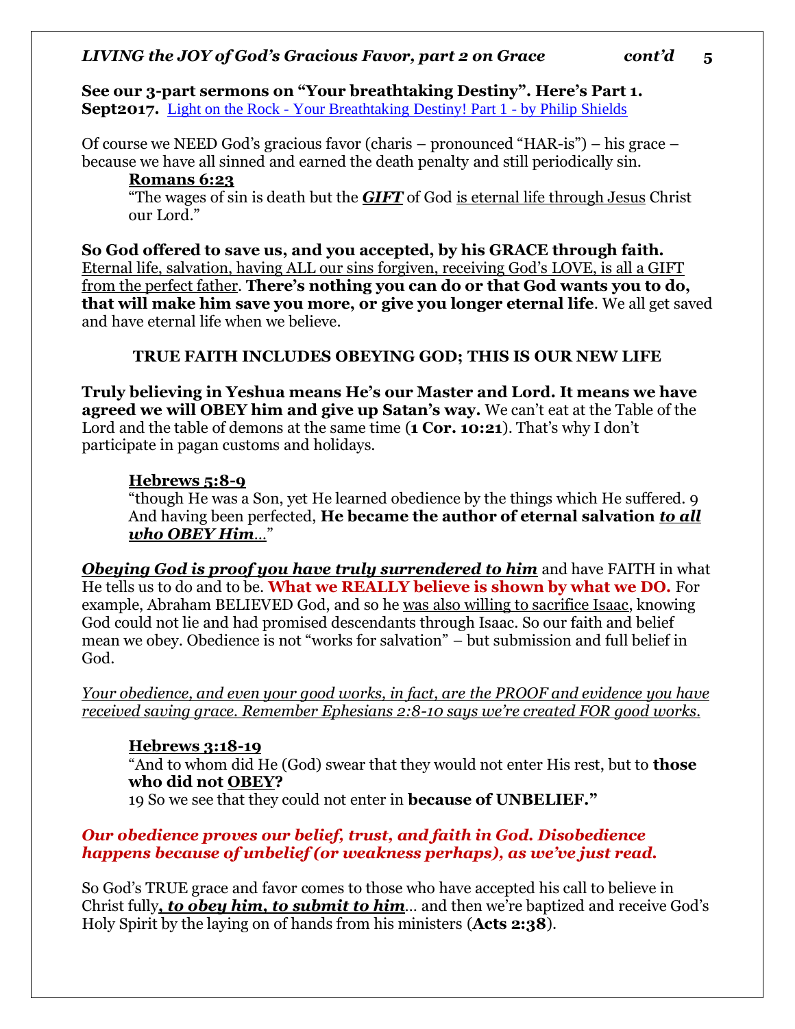**See our 3-part sermons on "Your breathtaking Destiny". Here's Part 1. Sept2017.** Light on the Rock - Your Breathtaking Destiny! Part 1 - by Philip Shields

Of course we NEED God's gracious favor (charis – pronounced "HAR-is") – his grace – because we have all sinned and earned the death penalty and still periodically sin.

> **Romans 6:23**
> "The wages of sin is death but the ***GIFT*** of God is eternal life through Jesus Christ our Lord."

**So God offered to save us, and you accepted, by his GRACE through faith.** Eternal life, salvation, having ALL our sins forgiven, receiving God's LOVE, is all a GIFT from the perfect father. **There's nothing you can do or that God wants you to do, that will make him save you more, or give you longer eternal life**. We all get saved and have eternal life when we believe.

**TRUE FAITH INCLUDES OBEYING GOD; THIS IS OUR NEW LIFE**

**Truly believing in Yeshua means He's our Master and Lord. It means we have agreed we will OBEY him and give up Satan's way.** We can't eat at the Table of the Lord and the table of demons at the same time (**1 Cor. 10:21**). That's why I don't participate in pagan customs and holidays.

> **Hebrews 5:8-9**
> "though He was a Son, yet He learned obedience by the things which He suffered. 9 And having been perfected, **He became the author of eternal salvation *to all who OBEY Him*…**"

***Obeying God is proof you have truly surrendered to him*** and have FAITH in what He tells us to do and to be. **What we REALLY believe is shown by what we DO.** For example, Abraham BELIEVED God, and so he was also willing to sacrifice Isaac, knowing God could not lie and had promised descendants through Isaac. So our faith and belief mean we obey. Obedience is not "works for salvation" – but submission and full belief in God.

*Your obedience, and even your good works, in fact, are the PROOF and evidence you have received saving grace. Remember Ephesians 2:8-10 says we're created FOR good works.*

> **Hebrews 3:18-19**
> "And to whom did He (God) swear that they would not enter His rest, but to **those who did not OBEY?**
> 19 So we see that they could not enter in **because of UNBELIEF."**

***Our obedience proves our belief, trust, and faith in God. Disobedience happens because of unbelief (or weakness perhaps), as we've just read.***

So God's TRUE grace and favor comes to those who have accepted his call to believe in Christ fully***, to obey him, to submit to him***… and then we're baptized and receive God's Holy Spirit by the laying on of hands from his ministers (**Acts 2:38**).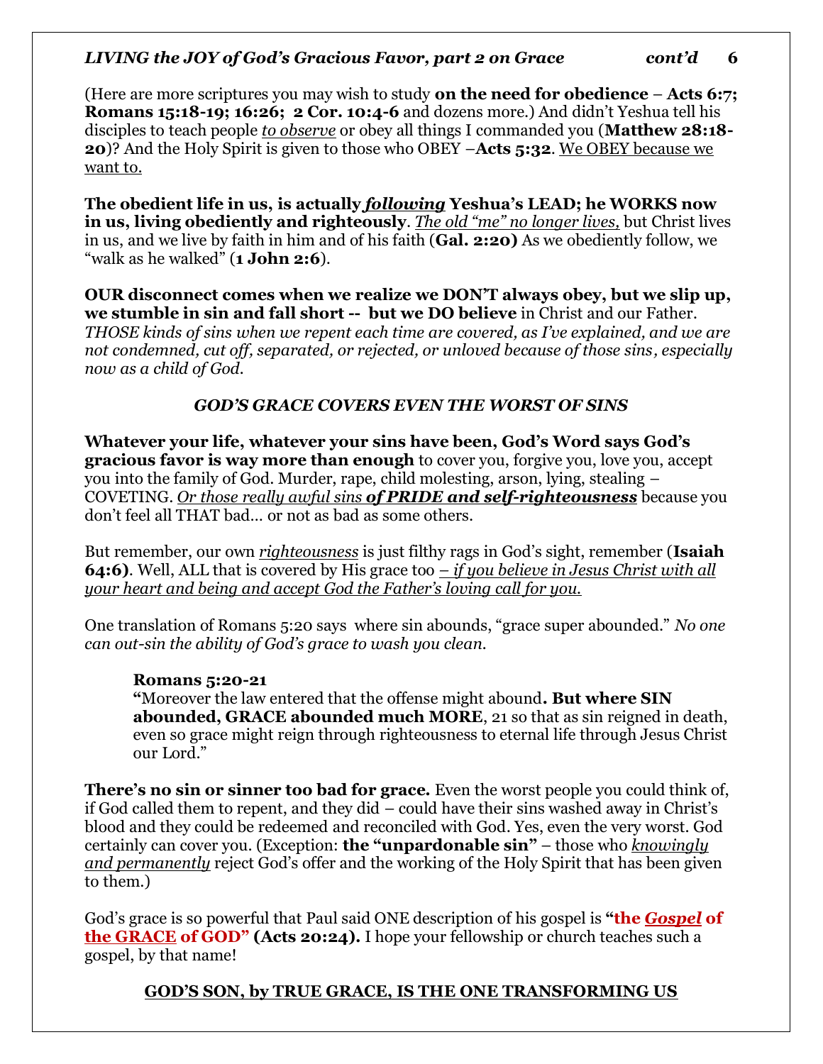(Here are more scriptures you may wish to study **on the need for obedience** – **Acts 6:7; Romans 15:18-19; 16:26; 2 Cor. 10:4-6** and dozens more.) And didn't Yeshua tell his disciples to teach people *to observe* or obey all things I commanded you (**Matthew 28:18-20**)? And the Holy Spirit is given to those who OBEY –**Acts 5:32**. We OBEY because we want to.

**The obedient life in us, is actually *following* Yeshua's LEAD; he WORKS now in us, living obediently and righteously**. *The old "me" no longer lives,* but Christ lives in us, and we live by faith in him and of his faith (**Gal. 2:20)** As we obediently follow, we "walk as he walked" (**1 John 2:6**).

**OUR disconnect comes when we realize we DON'T always obey, but we slip up, we stumble in sin and fall short -- but we DO believe** in Christ and our Father. *THOSE kinds of sins when we repent each time are covered, as I've explained, and we are not condemned, cut off, separated, or rejected, or unloved because of those sins, especially now as a child of God.*

### *GOD'S GRACE COVERS EVEN THE WORST OF SINS*

**Whatever your life, whatever your sins have been, God's Word says God's gracious favor is way more than enough** to cover you, forgive you, love you, accept you into the family of God. Murder, rape, child molesting, arson, lying, stealing – COVETING. *Or those really awful sins **of PRIDE and self-righteousness*** because you don't feel all THAT bad… or not as bad as some others.

But remember, our own *righteousness* is just filthy rags in God's sight, remember (**Isaiah 64:6)**. Well, ALL that is covered by His grace too *– if you believe in Jesus Christ with all your heart and being and accept God the Father's loving call for you.*

One translation of Romans 5:20 says where sin abounds, "grace super abounded." *No one can out-sin the ability of God's grace to wash you clean.*

> **Romans 5:20-21**
> **"**Moreover the law entered that the offense might abound**. But where SIN abounded, GRACE abounded much MORE**, 21 so that as sin reigned in death, even so grace might reign through righteousness to eternal life through Jesus Christ our Lord."

**There's no sin or sinner too bad for grace.** Even the worst people you could think of, if God called them to repent, and they did – could have their sins washed away in Christ's blood and they could be redeemed and reconciled with God. Yes, even the very worst. God certainly can cover you. (Exception: **the "unpardonable sin"** – those who *knowingly and permanently* reject God's offer and the working of the Holy Spirit that has been given to them.)

God's grace is so powerful that Paul said ONE description of his gospel is **"the *Gospel* of the GRACE of GOD" (Acts 20:24).** I hope your fellowship or church teaches such a gospel, by that name!

### GOD'S SON, by TRUE GRACE, IS THE ONE TRANSFORMING US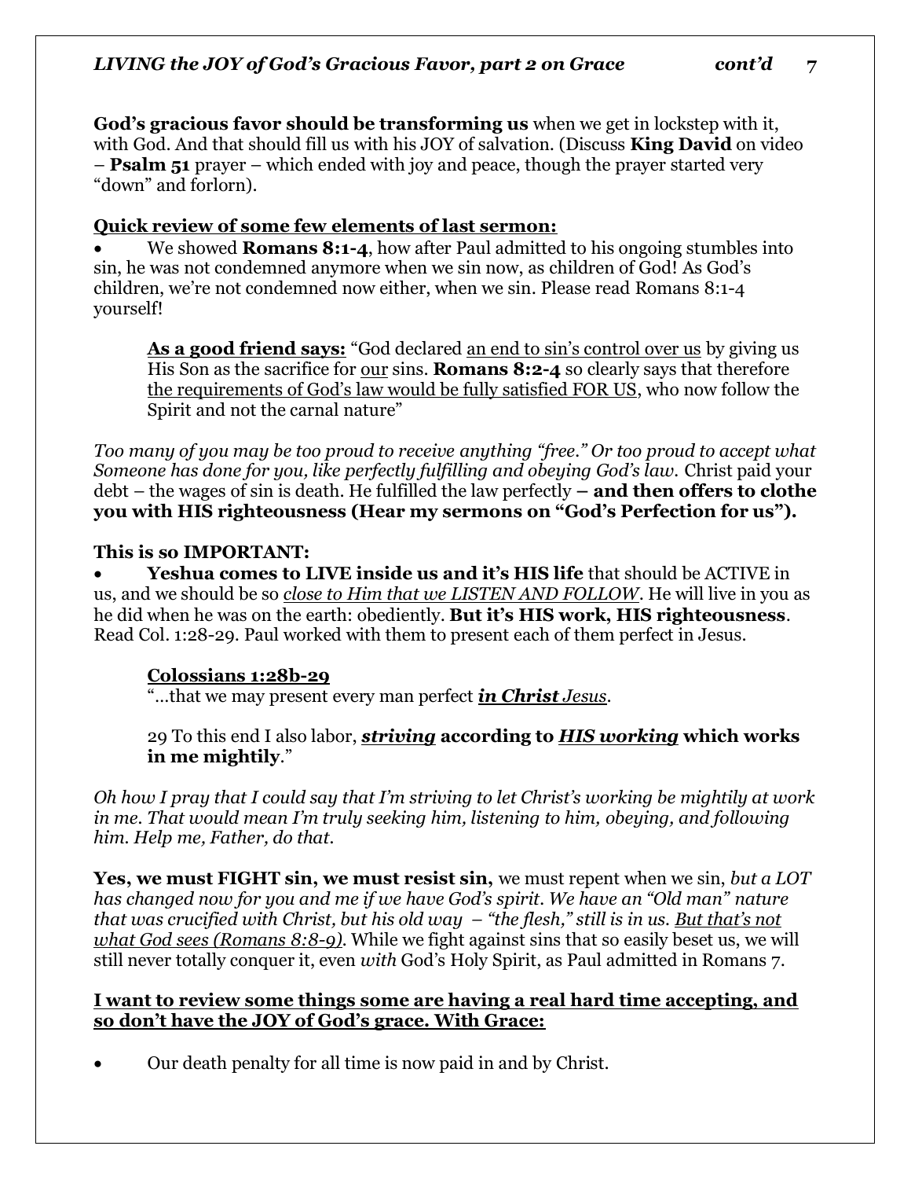**God's gracious favor should be transforming us** when we get in lockstep with it, with God. And that should fill us with his JOY of salvation. (Discuss **King David** on video – **Psalm 51** prayer – which ended with joy and peace, though the prayer started very "down" and forlorn).

**Quick review of some few elements of last sermon:**

- We showed **Romans 8:1-4**, how after Paul admitted to his ongoing stumbles into sin, he was not condemned anymore when we sin now, as children of God! As God's children, we're not condemned now either, when we sin. Please read Romans 8:1-4 yourself!

> **As a good friend says:** "God declared an end to sin's control over us by giving us His Son as the sacrifice for our sins. **Romans 8:2-4** so clearly says that therefore the requirements of God's law would be fully satisfied FOR US, who now follow the Spirit and not the carnal nature"

*Too many of you may be too proud to receive anything "free." Or too proud to accept what Someone has done for you, like perfectly fulfilling and obeying God's law.* Christ paid your debt – the wages of sin is death. He fulfilled the law perfectly **– and then offers to clothe you with HIS righteousness (Hear my sermons on "God's Perfection for us").**

**This is so IMPORTANT:**

- **Yeshua comes to LIVE inside us and it's HIS life** that should be ACTIVE in us, and we should be so *close to Him that we LISTEN AND FOLLOW*. He will live in you as he did when he was on the earth: obediently. **But it's HIS work, HIS righteousness**. Read Col. 1:28-29. Paul worked with them to present each of them perfect in Jesus.

> **Colossians 1:28b-29**
> "…that we may present every man perfect ***in Christ** Jesus*.
>
> 29 To this end I also labor, ***striving* according to *HIS working* which works in me mightily**."

*Oh how I pray that I could say that I'm striving to let Christ's working be mightily at work in me. That would mean I'm truly seeking him, listening to him, obeying, and following him. Help me, Father, do that.*

**Yes, we must FIGHT sin, we must resist sin,** we must repent when we sin, *but a LOT has changed now for you and me if we have God's spirit. We have an "Old man" nature that was crucified with Christ, but his old way – "the flesh," still is in us. But that's not what God sees (Romans 8:8-9).* While we fight against sins that so easily beset us, we will still never totally conquer it, even *with* God's Holy Spirit, as Paul admitted in Romans 7.

**I want to review some things some are having a real hard time accepting, and so don't have the JOY of God's grace. With Grace:**

- Our death penalty for all time is now paid in and by Christ.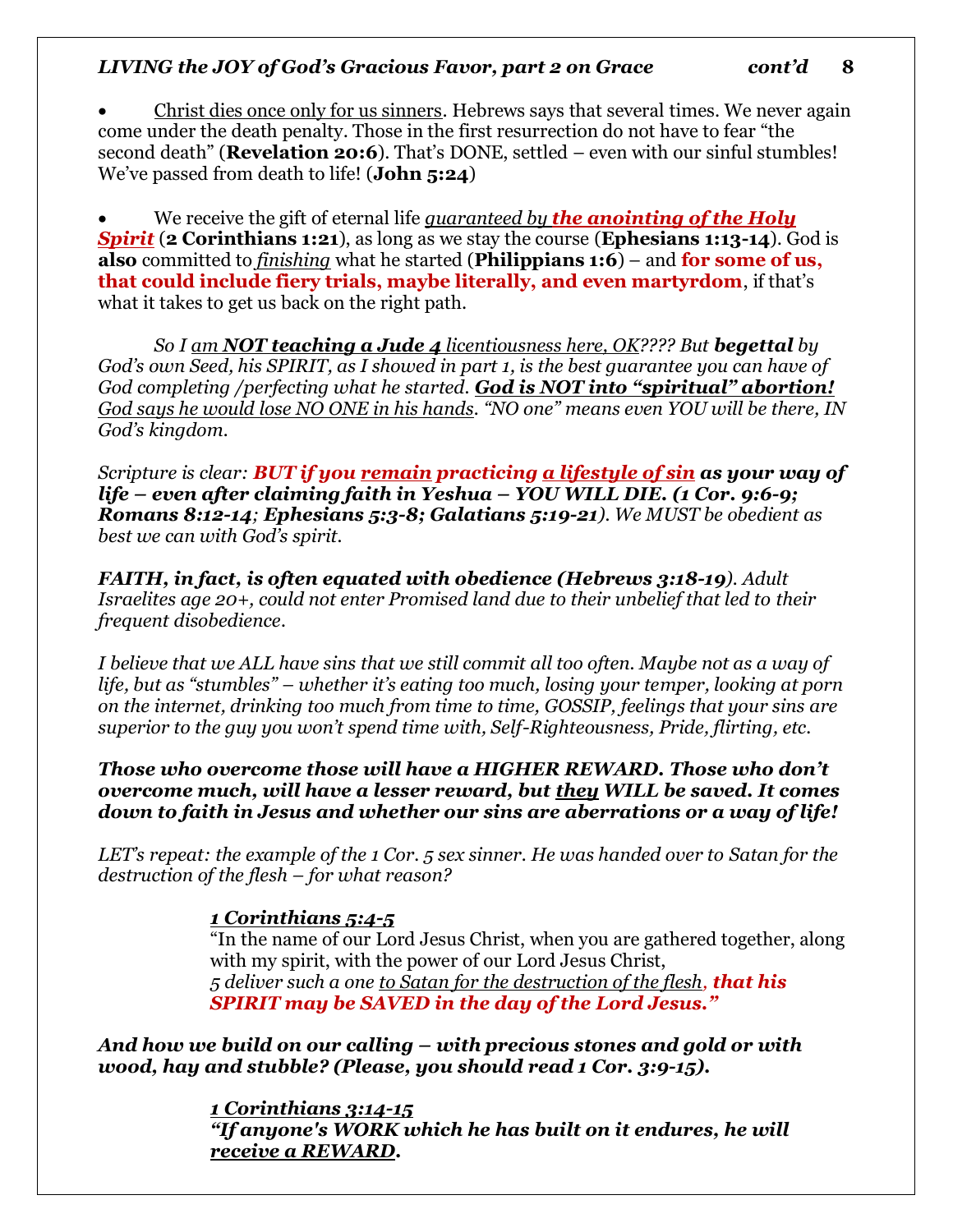- <u>Christ dies once only for us sinners</u>. Hebrews says that several times. We never again come under the death penalty. Those in the first resurrection do not have to fear "the second death" (**Revelation 20:6**). That's DONE, settled – even with our sinful stumbles! We've passed from death to life! (**John 5:24**)

- We receive the gift of eternal life *<u>guaranteed by</u>* ***<u>the anointing of the Holy Spirit</u>*** (**2 Corinthians 1:21**), as long as we stay the course (**Ephesians 1:13-14**). God is **also** committed to *<u>finishing</u>* what he started (**Philippians 1:6**) – and **for some of us, that could include fiery trials, maybe literally, and even martyrdom**, if that's what it takes to get us back on the right path.

*So I <u>am</u> **<u>NOT teaching a Jude 4</u>** <u>licentiousness here, OK</u>???? But **begettal** by God's own Seed, his SPIRIT, as I showed in part 1, is the best guarantee you can have of God completing /perfecting what he started. **<u>God is NOT into "spiritual" abortion!</u>** <u>God says he would lose NO ONE in his hands</u>. "NO one" means even YOU will be there, IN God's kingdom.*

*Scripture is clear: **BUT if you <u>remain</u> practicing <u>a lifestyle of sin</u> as your way of life – even after claiming faith in Yeshua – YOU WILL DIE. (1 Cor. 9:6-9; Romans 8:12-14**; **Ephesians 5:3-8; Galatians 5:19-21**). We MUST be obedient as best we can with God's spirit.*

***FAITH, in fact, is often equated with obedience (Hebrews 3:18-19**). Adult Israelites age 20+, could not enter Promised land due to their unbelief that led to their frequent disobedience.*

*I believe that we ALL have sins that we still commit all too often. Maybe not as a way of life, but as "stumbles" – whether it's eating too much, losing your temper, looking at porn on the internet, drinking too much from time to time, GOSSIP, feelings that your sins are superior to the guy you won't spend time with, Self-Righteousness, Pride, flirting, etc.*

***Those who overcome those will have a HIGHER REWARD. Those who don't overcome much, will have a lesser reward, but <u>they</u> WILL be saved. It comes down to faith in Jesus and whether our sins are aberrations or a way of life!***

*LET's repeat: the example of the 1 Cor. 5 sex sinner. He was handed over to Satan for the destruction of the flesh – for what reason?*

> ***<u>1 Corinthians 5:4-5</u>***
> "In the name of our Lord Jesus Christ, when you are gathered together, along with my spirit, with the power of our Lord Jesus Christ,
> *5 deliver such a one <u>to Satan for the destruction of the flesh</u>, **that his SPIRIT may be SAVED in the day of the Lord Jesus."***

***And how we build on our calling – with precious stones and gold or with wood, hay and stubble? (Please, you should read 1 Cor. 3:9-15).***

> ***<u>1 Corinthians 3:14-15</u>***
> ***"If anyone's WORK which he has built on it endures, he will <u>receive a REWARD</u>.***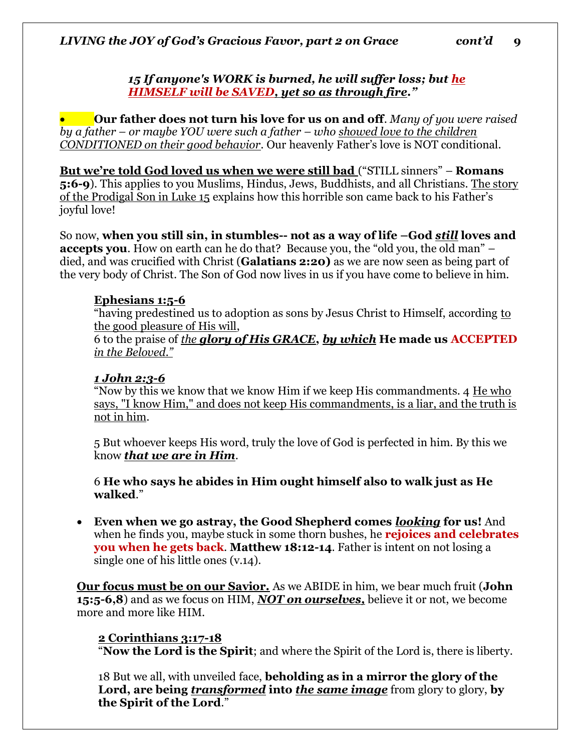*15 If anyone's WORK is burned, he will suffer loss; but he HIMSELF will be SAVED, yet so as through fire."*

- **Our father does not turn his love for us on and off**. *Many of you were raised by a father – or maybe YOU were such a father – who showed love to the children CONDITIONED on their good behavior*. Our heavenly Father's love is NOT conditional.

**But we're told God loved us when we were still bad** ("STILL sinners" – **Romans 5:6-9**). This applies to you Muslims, Hindus, Jews, Buddhists, and all Christians. The story of the Prodigal Son in Luke 15 explains how this horrible son came back to his Father's joyful love!

So now, **when you still sin, in stumbles-- not as a way of life –God *still* loves and accepts you**. How on earth can he do that? Because you, the "old you, the old man" – died, and was crucified with Christ (**Galatians 2:20)** as we are now seen as being part of the very body of Christ. The Son of God now lives in us if you have come to believe in him.

**Ephesians 1:5-6**
"having predestined us to adoption as sons by Jesus Christ to Himself, according to the good pleasure of His will,
6 to the praise of *the* ***glory of His GRACE***, ***by which*** **He made us ACCEPTED** *in the Beloved."*

***1 John 2:3-6***
"Now by this we know that we know Him if we keep His commandments. 4 He who says, "I know Him," and does not keep His commandments, is a liar, and the truth is not in him.

5 But whoever keeps His word, truly the love of God is perfected in him. By this we know ***that we are in Him***.

6 **He who says he abides in Him ought himself also to walk just as He walked**."

- **Even when we go astray, the Good Shepherd comes *looking* for us!** And when he finds you, maybe stuck in some thorn bushes, he **rejoices and celebrates you when he gets back**. **Matthew 18:12-14**. Father is intent on not losing a single one of his little ones (v.14).

**Our focus must be on our Savior.** As we ABIDE in him, we bear much fruit (**John 15:5-6,8**) and as we focus on HIM, ***NOT on ourselves,*** believe it or not, we become more and more like HIM.

**2 Corinthians 3:17-18**
"**Now the Lord is the Spirit**; and where the Spirit of the Lord is, there is liberty.

18 But we all, with unveiled face, **beholding as in a mirror the glory of the Lord, are being *transformed* into *the same image*** from glory to glory, **by the Spirit of the Lord**."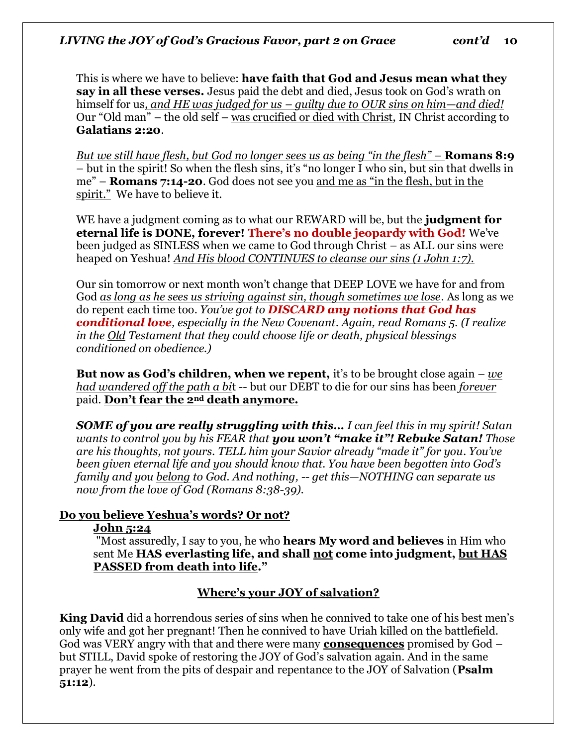This is where we have to believe: **have faith that God and Jesus mean what they say in all these verses.** Jesus paid the debt and died, Jesus took on God's wrath on himself for us<u>*, and HE was judged for us – guilty due to OUR sins on him—and died!*</u> Our "Old man" – the old self – <u>was crucified or died with Christ</u>, IN Christ according to **Galatians 2:20**.

<u>*But we still have flesh, but God no longer sees us as being "in the flesh" –*</u> **Romans 8:9** – but in the spirit! So when the flesh sins, it's "no longer I who sin, but sin that dwells in me" – **Romans 7:14-20**. God does not see you <u>and me as "in the flesh, but in the spirit."</u> We have to believe it.

WE have a judgment coming as to what our REWARD will be, but the **judgment for eternal life is DONE, forever! There's no double jeopardy with God!** We've been judged as SINLESS when we came to God through Christ – as ALL our sins were heaped on Yeshua! <u>*And His blood CONTINUES to cleanse our sins (1 John 1:7).*</u>

Our sin tomorrow or next month won't change that DEEP LOVE we have for and from God <u>*as long as he sees us striving against sin, though sometimes we lose*</u>. As long as we do repent each time too. *You've got to **DISCARD any notions that God has conditional love**, especially in the New Covenant. Again, read Romans 5. (I realize in the <u>Old</u> Testament that they could choose life or death, physical blessings conditioned on obedience.)*

**But now as God's children, when we repent,** it's to be brought close again – <u>*we had wandered off the path a bi*t</u> -- but our DEBT to die for our sins has been <u>*forever*</u> paid. <u>**Don't fear the 2nd death anymore.**</u>

***SOME of you are really struggling with this…*** *I can feel this in my spirit! Satan wants to control you by his FEAR that **you won't "make it"! Rebuke Satan!** Those are his thoughts, not yours. TELL him your Savior already "made it" for you. You've been given eternal life and you should know that. You have been begotten into God's family and you <u>belong</u> to God. And nothing, -- get this—NOTHING can separate us now from the love of God (Romans 8:38-39).*

<u>**Do you believe Yeshua's words? Or not?**</u>

<u>**John 5:24**</u>

"Most assuredly, I say to you, he who **hears My word and believes** in Him who sent Me **HAS everlasting life, and shall <u>not</u> come into judgment, <u>but HAS PASSED from death into life</u>."**

<u>**Where's your JOY of salvation?**</u>

**King David** did a horrendous series of sins when he connived to take one of his best men's only wife and got her pregnant! Then he connived to have Uriah killed on the battlefield. God was VERY angry with that and there were many <u>**consequences**</u> promised by God – but STILL, David spoke of restoring the JOY of God's salvation again. And in the same prayer he went from the pits of despair and repentance to the JOY of Salvation (**Psalm 51:12**).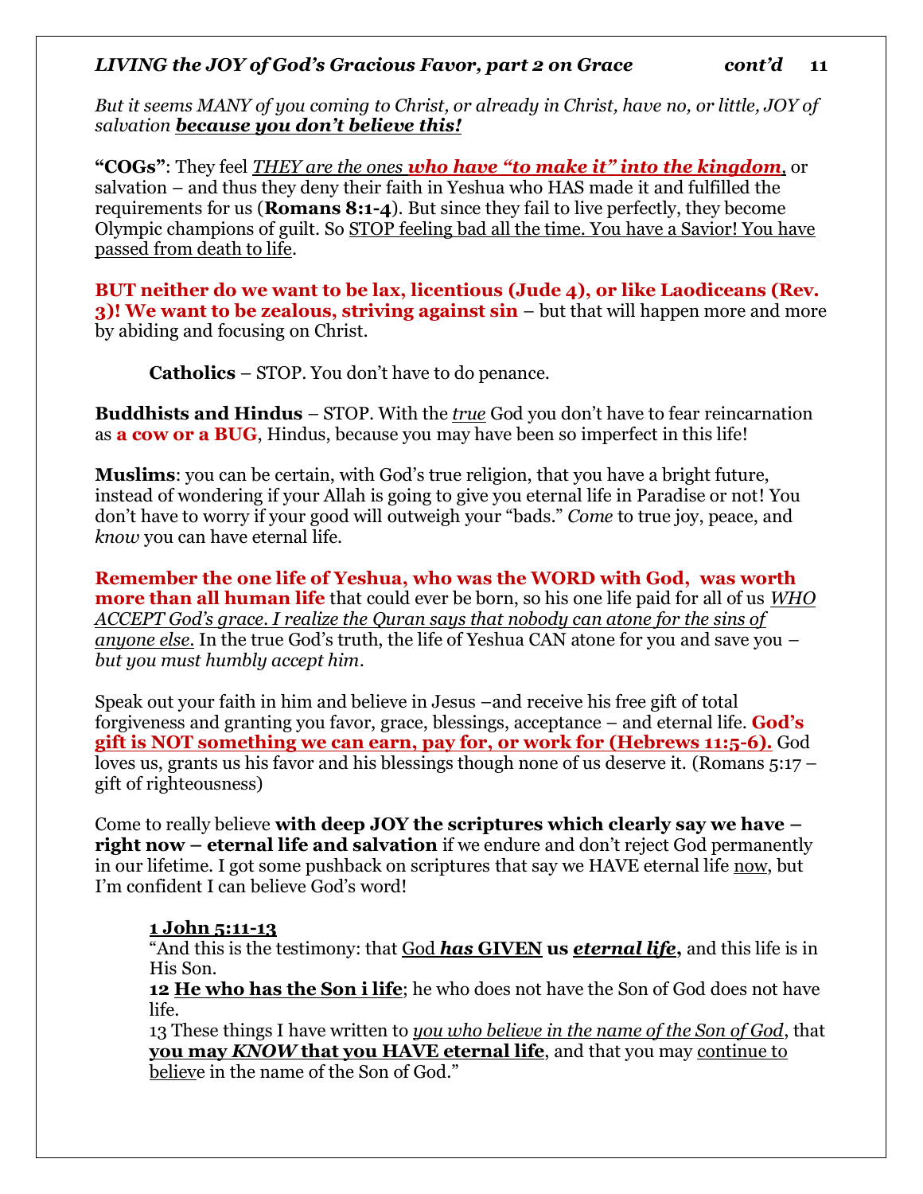*But it seems MANY of you coming to Christ, or already in Christ, have no, or little, JOY of salvation **because you don't believe this!***

**"COGs"**: They feel *THEY are the ones **who have "to make it" into the kingdom***, or salvation – and thus they deny their faith in Yeshua who HAS made it and fulfilled the requirements for us (**Romans 8:1-4**). But since they fail to live perfectly, they become Olympic champions of guilt. So STOP feeling bad all the time. You have a Savior! You have passed from death to life.

**BUT neither do we want to be lax, licentious (Jude 4), or like Laodiceans (Rev. 3)! We want to be zealous, striving against sin** – but that will happen more and more by abiding and focusing on Christ.

**Catholics** – STOP. You don't have to do penance.

**Buddhists and Hindus** – STOP. With the *true* God you don't have to fear reincarnation as **a cow or a BUG**, Hindus, because you may have been so imperfect in this life!

**Muslims**: you can be certain, with God's true religion, that you have a bright future, instead of wondering if your Allah is going to give you eternal life in Paradise or not! You don't have to worry if your good will outweigh your "bads." *Come* to true joy, peace, and *know* you can have eternal life.

**Remember the one life of Yeshua, who was the WORD with God, was worth more than all human life** that could ever be born, so his one life paid for all of us *WHO ACCEPT God's grace. I realize the Quran says that nobody can atone for the sins of anyone else.* In the true God's truth, the life of Yeshua CAN atone for you and save you – *but you must humbly accept him*.

Speak out your faith in him and believe in Jesus –and receive his free gift of total forgiveness and granting you favor, grace, blessings, acceptance – and eternal life. **God's gift is NOT something we can earn, pay for, or work for (Hebrews 11:5-6).** God loves us, grants us his favor and his blessings though none of us deserve it. (Romans 5:17 – gift of righteousness)

Come to really believe **with deep JOY the scriptures which clearly say we have – right now – eternal life and salvation** if we endure and don't reject God permanently in our lifetime. I got some pushback on scriptures that say we HAVE eternal life now, but I'm confident I can believe God's word!

**1 John 5:11-13**
"And this is the testimony: that God ***has* GIVEN us *eternal life*,** and this life is in His Son.
**12 He who has the Son i life**; he who does not have the Son of God does not have life.
13 These things I have written to *you who believe in the name of the Son of God*, that **you may *KNOW* that you HAVE eternal life**, and that you may continue to believe in the name of the Son of God."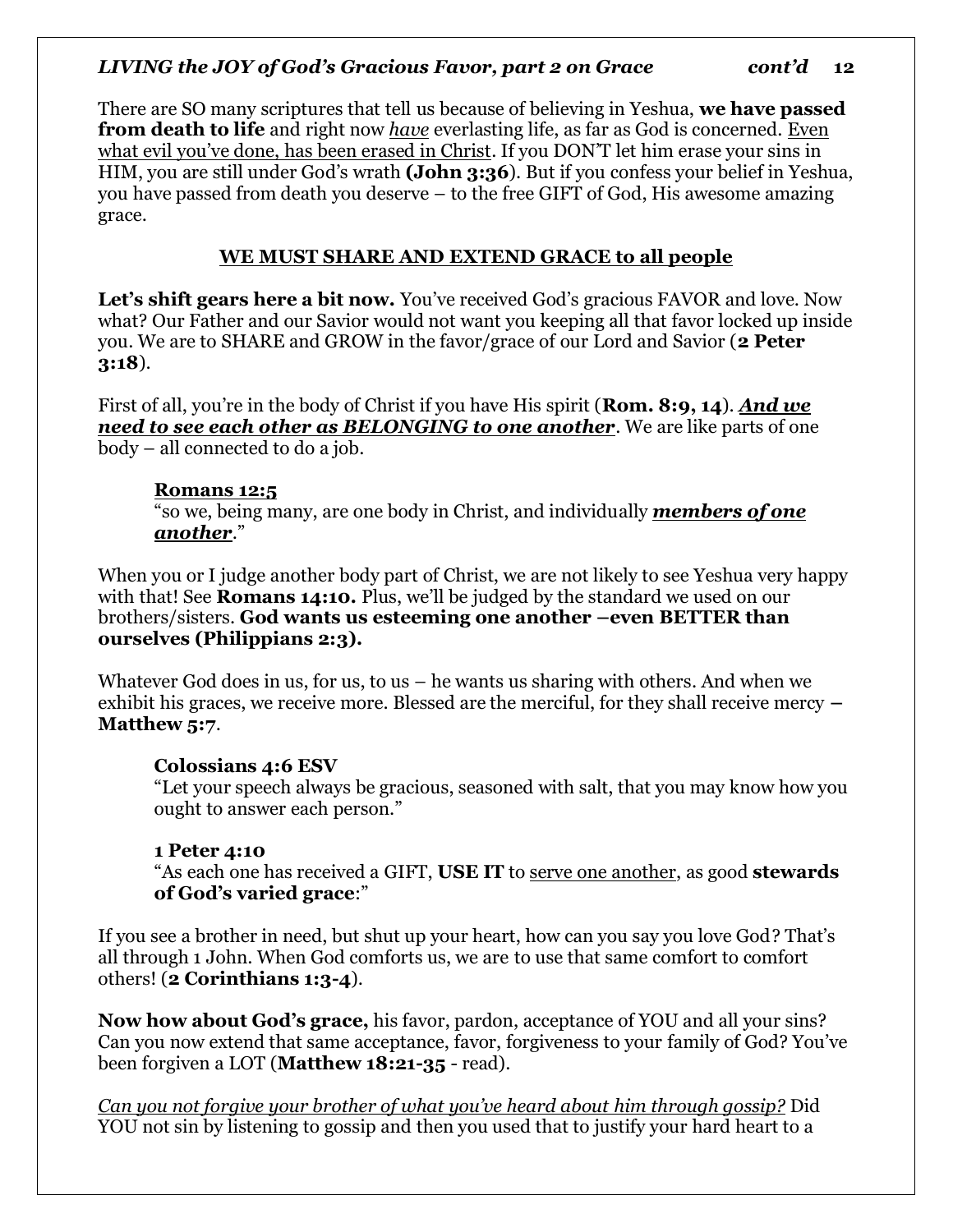There are SO many scriptures that tell us because of believing in Yeshua, **we have passed from death to life** and right now <u>*have*</u> everlasting life, as far as God is concerned. <u>Even what evil you've done, has been erased in Christ</u>. If you DON'T let him erase your sins in HIM, you are still under God's wrath **(John 3:36**). But if you confess your belief in Yeshua, you have passed from death you deserve – to the free GIFT of God, His awesome amazing grace.

## <u>WE MUST SHARE AND EXTEND GRACE to all people</u>

**Let's shift gears here a bit now.** You've received God's gracious FAVOR and love. Now what? Our Father and our Savior would not want you keeping all that favor locked up inside you. We are to SHARE and GROW in the favor/grace of our Lord and Savior (**2 Peter 3:18**).

First of all, you're in the body of Christ if you have His spirit (**Rom. 8:9, 14**). <u>***And we need to see each other as BELONGING to one another***</u>. We are like parts of one body – all connected to do a job.

> **<u>Romans 12:5</u>**
> "so we, being many, are one body in Christ, and individually <u>***members of one another***</u>."

When you or I judge another body part of Christ, we are not likely to see Yeshua very happy with that! See **Romans 14:10.** Plus, we'll be judged by the standard we used on our brothers/sisters. **God wants us esteeming one another –even BETTER than ourselves (Philippians 2:3).**

Whatever God does in us, for us, to us – he wants us sharing with others. And when we exhibit his graces, we receive more. Blessed are the merciful, for they shall receive mercy – **Matthew 5:**7.

> **Colossians 4:6 ESV**
> "Let your speech always be gracious, seasoned with salt, that you may know how you ought to answer each person."

> **1 Peter 4:10**
> "As each one has received a GIFT, **USE IT** to <u>serve one another</u>, as good **stewards of God's varied grace**:"

If you see a brother in need, but shut up your heart, how can you say you love God? That's all through 1 John. When God comforts us, we are to use that same comfort to comfort others! (**2 Corinthians 1:3-4**).

**Now how about God's grace,** his favor, pardon, acceptance of YOU and all your sins? Can you now extend that same acceptance, favor, forgiveness to your family of God? You've been forgiven a LOT (**Matthew 18:21-35** - read).

<u>*Can you not forgive your brother of what you've heard about him through gossip?*</u> Did YOU not sin by listening to gossip and then you used that to justify your hard heart to a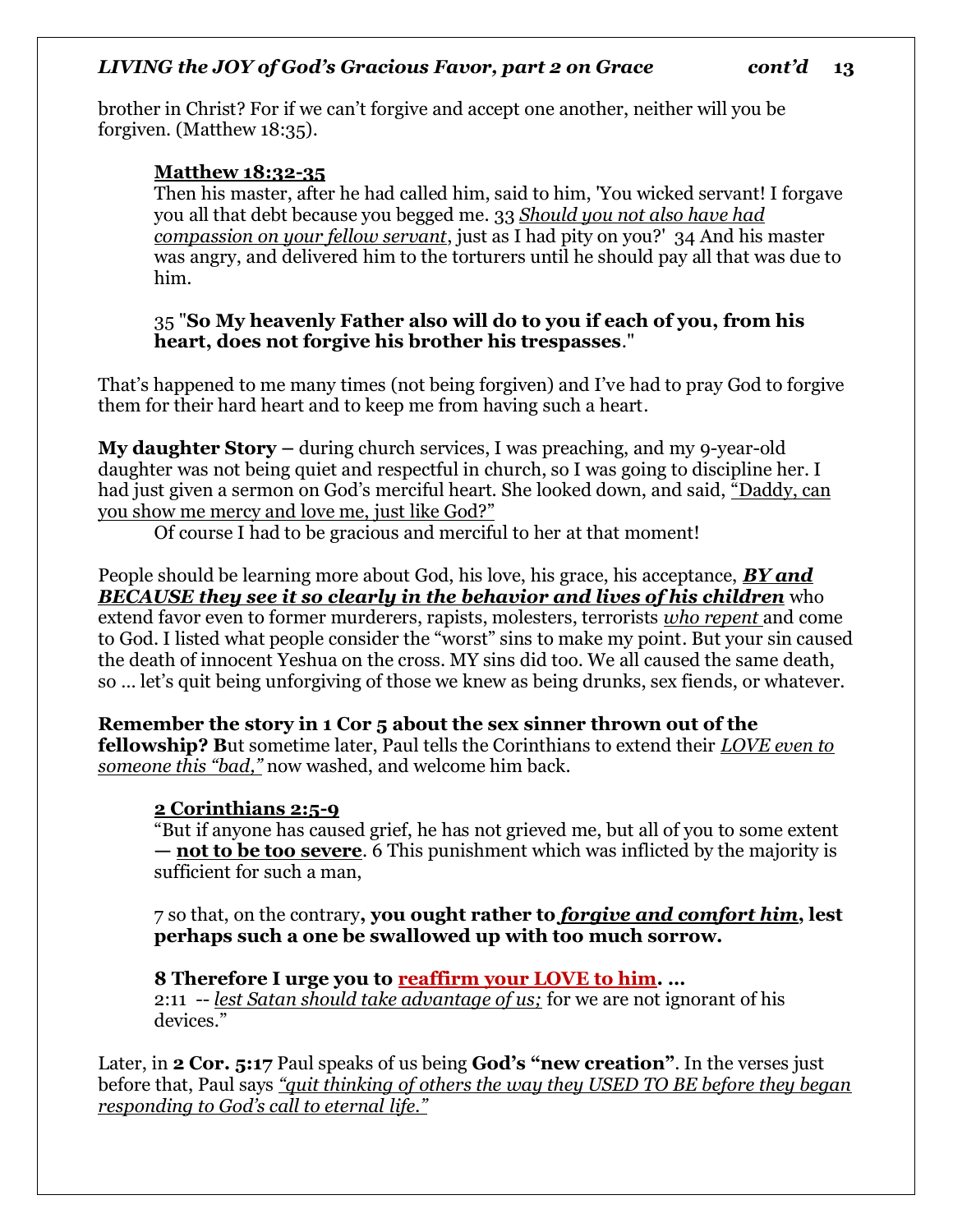brother in Christ? For if we can't forgive and accept one another, neither will you be forgiven. (Matthew 18:35).

> **<u>Matthew 18:32-35</u>**
> Then his master, after he had called him, said to him, 'You wicked servant! I forgave you all that debt because you begged me. 33 *<u>Should you not also have had compassion on your fellow servant</u>*, just as I had pity on you?' 34 And his master was angry, and delivered him to the torturers until he should pay all that was due to him.
>
> 35 "**So My heavenly Father also will do to you if each of you, from his heart, does not forgive his brother his trespasses**."

That's happened to me many times (not being forgiven) and I've had to pray God to forgive them for their hard heart and to keep me from having such a heart.

**My daughter Story –** during church services, I was preaching, and my 9-year-old daughter was not being quiet and respectful in church, so I was going to discipline her. I had just given a sermon on God's merciful heart. She looked down, and said, <u>"Daddy, can you show me mercy and love me, just like God?"</u>

Of course I had to be gracious and merciful to her at that moment!

People should be learning more about God, his love, his grace, his acceptance, ***<u>BY and BECAUSE they see it so clearly in the behavior and lives of his children</u>*** who extend favor even to former murderers, rapists, molesters, terrorists *<u>who repent</u>* and come to God. I listed what people consider the "worst" sins to make my point. But your sin caused the death of innocent Yeshua on the cross. MY sins did too. We all caused the same death, so … let's quit being unforgiving of those we knew as being drunks, sex fiends, or whatever.

**Remember the story in 1 Cor 5 about the sex sinner thrown out of the fellowship? B**ut sometime later, Paul tells the Corinthians to extend their *<u>LOVE even to someone this "bad,"</u>* now washed, and welcome him back.

> **<u>2 Corinthians 2:5-9</u>**
> "But if anyone has caused grief, he has not grieved me, but all of you to some extent **— <u>not to be too severe</u>**. 6 This punishment which was inflicted by the majority is sufficient for such a man,
>
> 7 so that, on the contrary**, you ought rather to *<u>forgive and comfort him</u>*, lest perhaps such a one be swallowed up with too much sorrow.**
>
> **8 Therefore I urge you to <u>reaffirm your LOVE to him</u>. …**
> 2:11 -- *<u>lest Satan should take advantage of us;</u>* for we are not ignorant of his devices."

Later, in **2 Cor. 5:17** Paul speaks of us being **God's "new creation"**. In the verses just before that, Paul says *<u>"quit thinking of others the way they USED TO BE before they began responding to God's call to eternal life."</u>*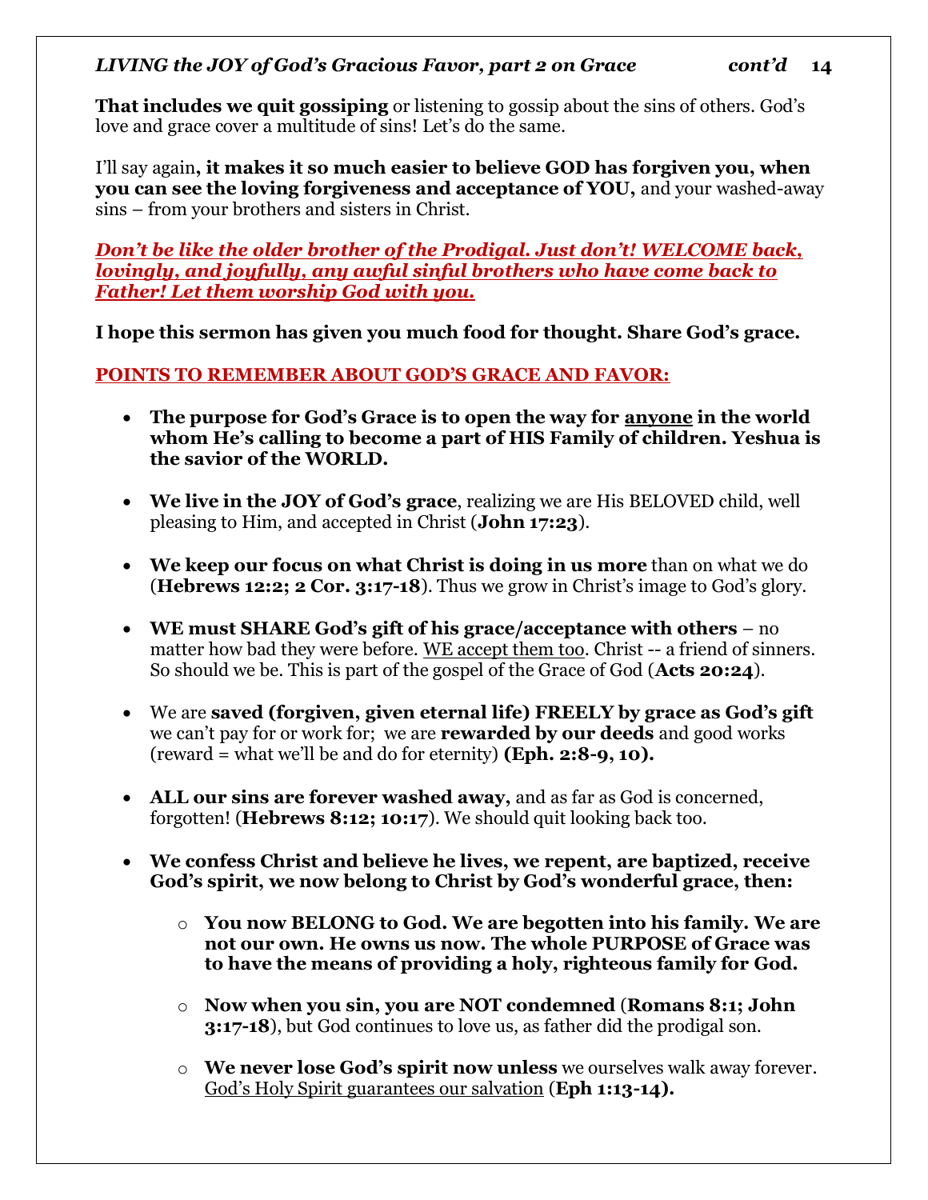**That includes we quit gossiping** or listening to gossip about the sins of others. God's love and grace cover a multitude of sins! Let's do the same.

I'll say again**, it makes it so much easier to believe GOD has forgiven you, when you can see the loving forgiveness and acceptance of YOU,** and your washed-away sins – from your brothers and sisters in Christ.

***Don't be like the older brother of the Prodigal. Just don't! WELCOME back, lovingly, and joyfully, any awful sinful brothers who have come back to Father! Let them worship God with you.***

**I hope this sermon has given you much food for thought. Share God's grace.**

**POINTS TO REMEMBER ABOUT GOD'S GRACE AND FAVOR:**

- **The purpose for God's Grace is to open the way for anyone in the world whom He's calling to become a part of HIS Family of children. Yeshua is the savior of the WORLD.**
- **We live in the JOY of God's grace**, realizing we are His BELOVED child, well pleasing to Him, and accepted in Christ (**John 17:23**).
- **We keep our focus on what Christ is doing in us more** than on what we do (**Hebrews 12:2; 2 Cor. 3:17-18**). Thus we grow in Christ's image to God's glory.
- **WE must SHARE God's gift of his grace/acceptance with others** – no matter how bad they were before. WE accept them too. Christ -- a friend of sinners. So should we be. This is part of the gospel of the Grace of God (**Acts 20:24**).
- We are **saved (forgiven, given eternal life) FREELY by grace as God's gift** we can't pay for or work for; we are **rewarded by our deeds** and good works (reward = what we'll be and do for eternity) **(Eph. 2:8-9, 10).**
- **ALL our sins are forever washed away,** and as far as God is concerned, forgotten! (**Hebrews 8:12; 10:17**). We should quit looking back too.
- **We confess Christ and believe he lives, we repent, are baptized, receive God's spirit, we now belong to Christ by God's wonderful grace, then:**
  - **You now BELONG to God. We are begotten into his family. We are not our own. He owns us now. The whole PURPOSE of Grace was to have the means of providing a holy, righteous family for God.**
  - **Now when you sin, you are NOT condemned** (**Romans 8:1; John 3:17-18**), but God continues to love us, as father did the prodigal son.
  - **We never lose God's spirit now unless** we ourselves walk away forever. God's Holy Spirit guarantees our salvation (**Eph 1:13-14).**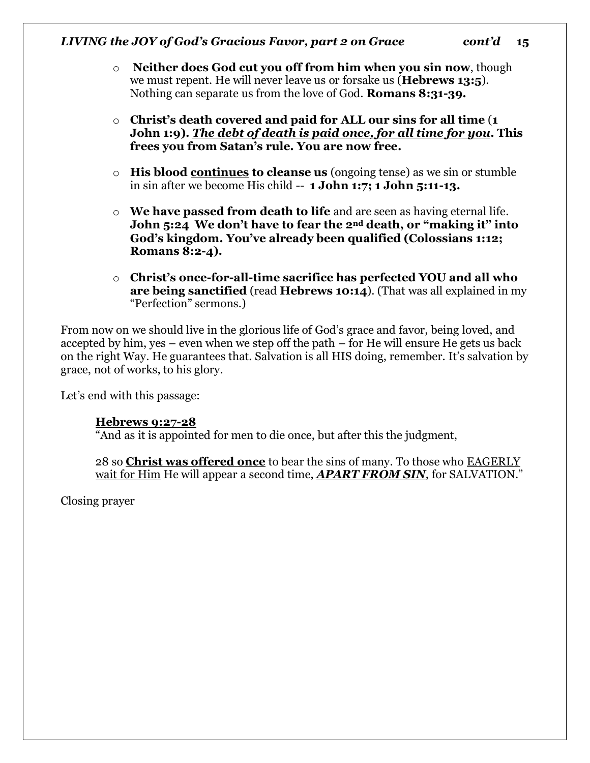- **Neither does God cut you off from him when you sin now**, though we must repent. He will never leave us or forsake us (**Hebrews 13:5**). Nothing can separate us from the love of God. **Romans 8:31-39.**

- **Christ's death covered and paid for ALL our sins for all time (1 John 1:9). <u>*The debt of death is paid once, for all time for you*</u>. This frees you from Satan's rule. You are now free.**

- **His blood <u>continues</u> to cleanse us** (ongoing tense) as we sin or stumble in sin after we become His child -- **1 John 1:7; 1 John 5:11-13.**

- **We have passed from death to life** and are seen as having eternal life. **John 5:24 We don't have to fear the 2nd death, or "making it" into God's kingdom. You've already been qualified (Colossians 1:12; Romans 8:2-4).**

- **Christ's once-for-all-time sacrifice has perfected YOU and all who are being sanctified** (read **Hebrews 10:14**). (That was all explained in my "Perfection" sermons.)

From now on we should live in the glorious life of God's grace and favor, being loved, and accepted by him, yes – even when we step off the path – for He will ensure He gets us back on the right Way. He guarantees that. Salvation is all HIS doing, remember. It's salvation by grace, not of works, to his glory.

Let's end with this passage:

> **<u>Hebrews 9:27-28</u>**
> "And as it is appointed for men to die once, but after this the judgment,
>
> 28 so **<u>Christ was offered once</u>** to bear the sins of many. To those who <u>EAGERLY wait for Him</u> He will appear a second time, <u>***APART FROM SIN***</u>, for SALVATION."

Closing prayer